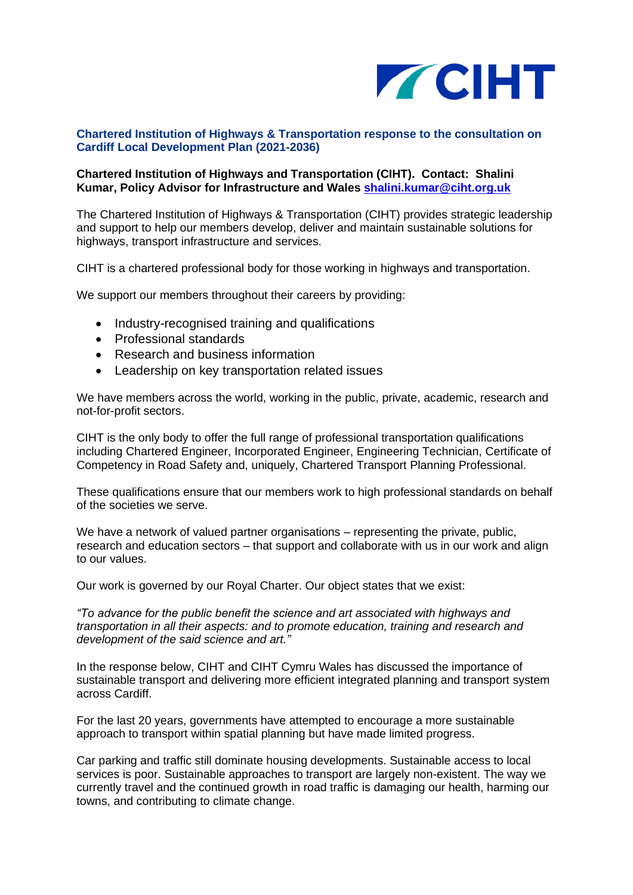**Chartered Institution of Highways & Transportation response to the consultation on Cardiff Local Development Plan (2021-2036)**

**Chartered Institution of Highways and Transportation (CIHT). Contact: Shalini Kumar, Policy Advisor for Infrastructure and Wales [shalini.kumar@ciht.org.uk](mailto:shalini.kumar@ciht.org.uk)**

The Chartered Institution of Highways & Transportation (CIHT) provides strategic leadership and support to help our members develop, deliver and maintain sustainable solutions for highways, transport infrastructure and services.

CIHT is a chartered professional body for those working in highways and transportation.

We support our members throughout their careers by providing:

- Industry-recognised training and qualifications
- Professional standards
- Research and business information
- Leadership on key transportation related issues

We have members across the world, working in the public, private, academic, research and not-for-profit sectors.

CIHT is the only body to offer the full range of professional transportation qualifications including Chartered Engineer, Incorporated Engineer, Engineering Technician, Certificate of Competency in Road Safety and, uniquely, Chartered Transport Planning Professional.

These qualifications ensure that our members work to high professional standards on behalf of the societies we serve.

We have a network of valued partner organisations – representing the private, public, research and education sectors – that support and collaborate with us in our work and align to our values.

Our work is governed by our Royal Charter. Our object states that we exist:

*"To advance for the public benefit the science and art associated with highways and transportation in all their aspects: and to promote education, training and research and development of the said science and art."*

In the response below, CIHT and CIHT Cymru Wales has discussed the importance of sustainable transport and delivering more efficient integrated planning and transport system across Cardiff.

For the last 20 years, governments have attempted to encourage a more sustainable approach to transport within spatial planning but have made limited progress.

Car parking and traffic still dominate housing developments. Sustainable access to local services is poor. Sustainable approaches to transport are largely non-existent. The way we currently travel and the continued growth in road traffic is damaging our health, harming our towns, and contributing to climate change.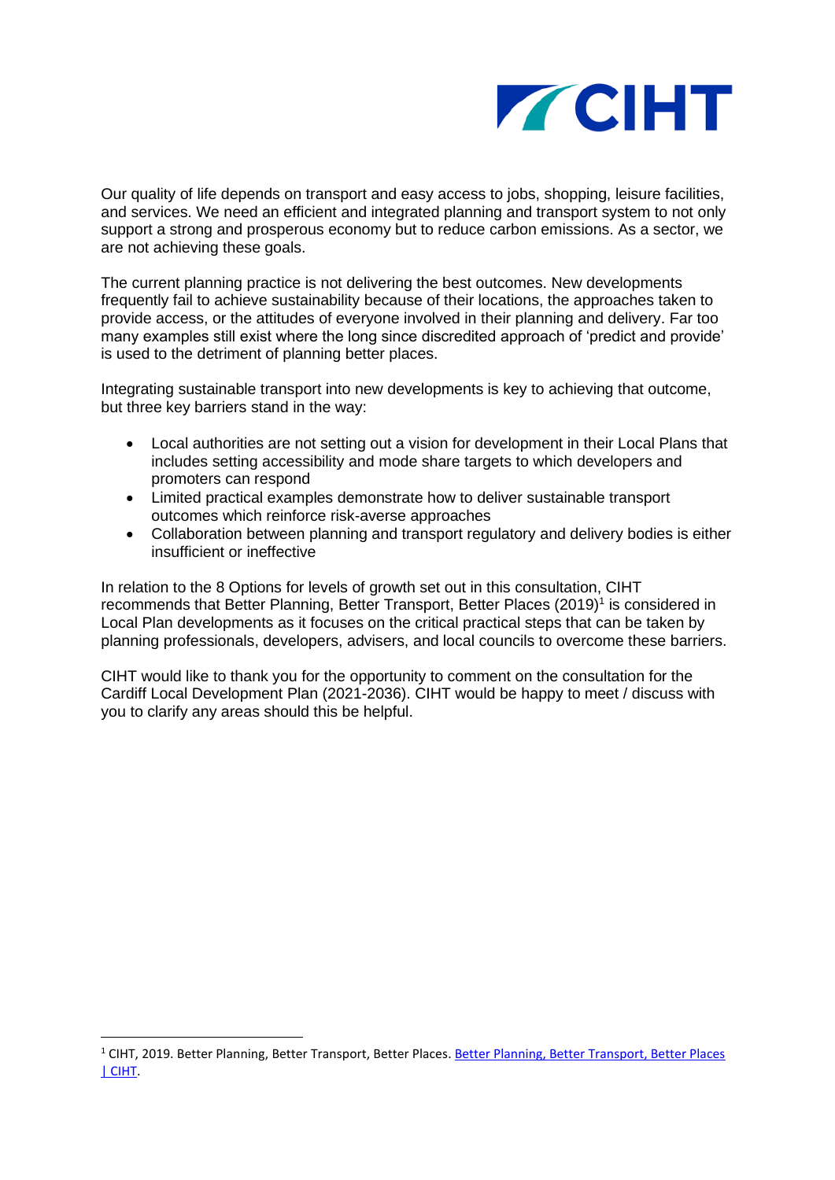Our quality of life depends on transport and easy access to jobs, shopping, leisure facilities, and services. We need an efficient and integrated planning and transport system to not only support a strong and prosperous economy but to reduce carbon emissions. As a sector, we are not achieving these goals.

The current planning practice is not delivering the best outcomes. New developments frequently fail to achieve sustainability because of their locations, the approaches taken to provide access, or the attitudes of everyone involved in their planning and delivery. Far too many examples still exist where the long since discredited approach of 'predict and provide' is used to the detriment of planning better places.

Integrating sustainable transport into new developments is key to achieving that outcome, but three key barriers stand in the way:

- Local authorities are not setting out a vision for development in their Local Plans that includes setting accessibility and mode share targets to which developers and promoters can respond
- Limited practical examples demonstrate how to deliver sustainable transport outcomes which reinforce risk-averse approaches
- Collaboration between planning and transport regulatory and delivery bodies is either insufficient or ineffective

In relation to the 8 Options for levels of growth set out in this consultation, CIHT recommends that Better Planning, Better Transport, Better Places (2019)[1] is considered in Local Plan developments as it focuses on the critical practical steps that can be taken by planning professionals, developers, advisers, and local councils to overcome these barriers.

CIHT would like to thank you for the opportunity to comment on the consultation for the Cardiff Local Development Plan (2021-2036). CIHT would be happy to meet / discuss with you to clarify any areas should this be helpful.

---

[1] CIHT, 2019. Better Planning, Better Transport, Better Places. [Better Planning, Better Transport, Better Places | CIHT].